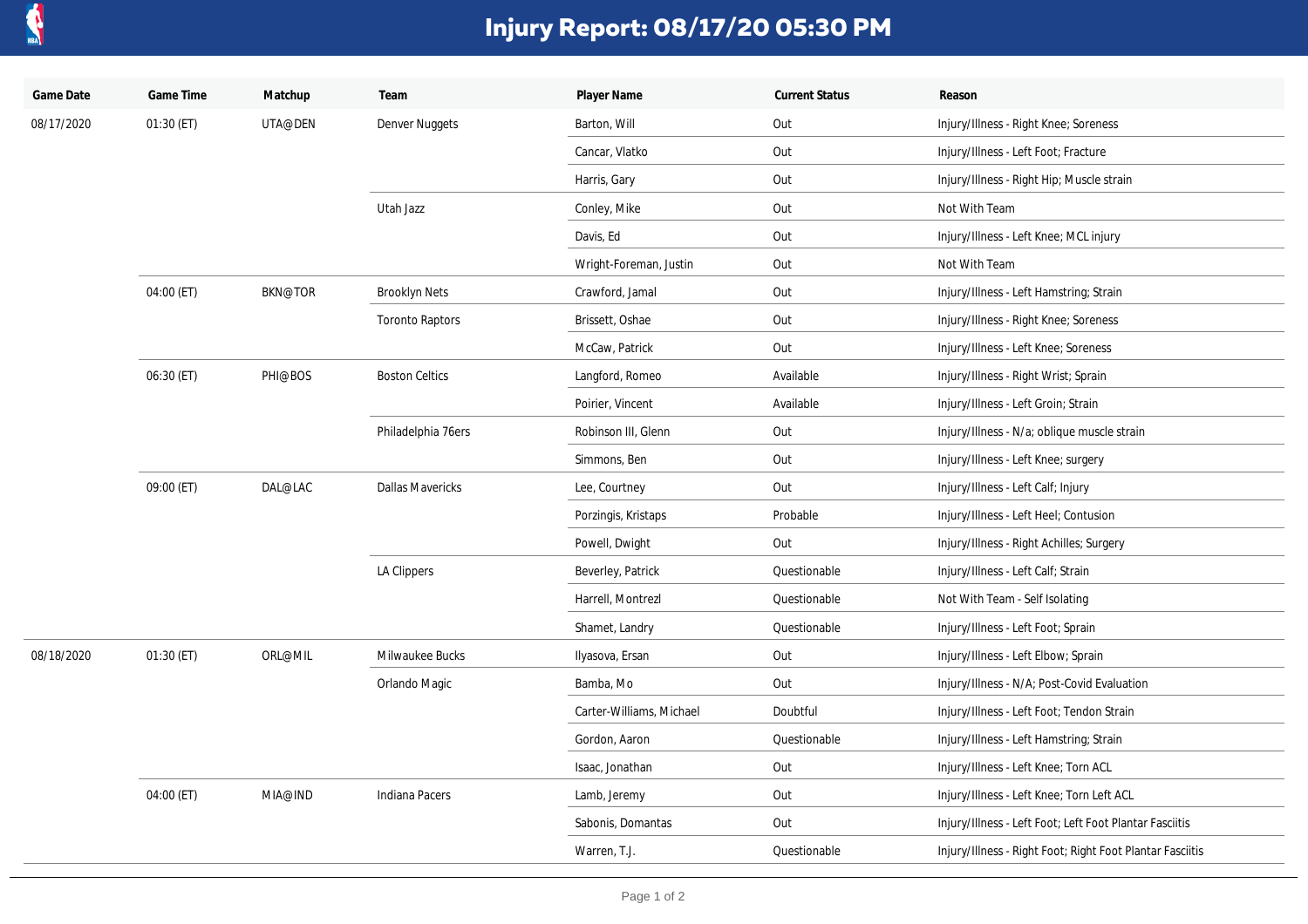# Injury Report: 08/17/20 05:30 PM

| Game Date | Game Time | Matchup | Team | Player Name | Current Status | Reason |
|---|---|---|---|---|---|---|
| 08/17/2020 | 01:30 (ET) | UTA@DEN | Denver Nuggets | Barton, Will | Out | Injury/Illness - Right Knee; Soreness |
| | | | | Cancar, Vlatko | Out | Injury/Illness - Left Foot; Fracture |
| | | | | Harris, Gary | Out | Injury/Illness - Right Hip; Muscle strain |
| | | | Utah Jazz | Conley, Mike | Out | Not With Team |
| | | | | Davis, Ed | Out | Injury/Illness - Left Knee; MCL injury |
| | | | | Wright-Foreman, Justin | Out | Not With Team |
| | 04:00 (ET) | BKN@TOR | Brooklyn Nets | Crawford, Jamal | Out | Injury/Illness - Left Hamstring; Strain |
| | | | Toronto Raptors | Brissett, Oshae | Out | Injury/Illness - Right Knee; Soreness |
| | | | | McCaw, Patrick | Out | Injury/Illness - Left Knee; Soreness |
| | 06:30 (ET) | PHI@BOS | Boston Celtics | Langford, Romeo | Available | Injury/Illness - Right Wrist; Sprain |
| | | | | Poirier, Vincent | Available | Injury/Illness - Left Groin; Strain |
| | | | Philadelphia 76ers | Robinson III, Glenn | Out | Injury/Illness - N/a; oblique muscle strain |
| | | | | Simmons, Ben | Out | Injury/Illness - Left Knee; surgery |
| | 09:00 (ET) | DAL@LAC | Dallas Mavericks | Lee, Courtney | Out | Injury/Illness - Left Calf; Injury |
| | | | | Porzingis, Kristaps | Probable | Injury/Illness - Left Heel; Contusion |
| | | | | Powell, Dwight | Out | Injury/Illness - Right Achilles; Surgery |
| | | | LA Clippers | Beverley, Patrick | Questionable | Injury/Illness - Left Calf; Strain |
| | | | | Harrell, Montrezl | Questionable | Not With Team - Self Isolating |
| | | | | Shamet, Landry | Questionable | Injury/Illness - Left Foot; Sprain |
| 08/18/2020 | 01:30 (ET) | ORL@MIL | Milwaukee Bucks | Ilyasova, Ersan | Out | Injury/Illness - Left Elbow; Sprain |
| | | | Orlando Magic | Bamba, Mo | Out | Injury/Illness - N/A; Post-Covid Evaluation |
| | | | | Carter-Williams, Michael | Doubtful | Injury/Illness - Left Foot; Tendon Strain |
| | | | | Gordon, Aaron | Questionable | Injury/Illness - Left Hamstring; Strain |
| | | | | Isaac, Jonathan | Out | Injury/Illness - Left Knee; Torn ACL |
| | 04:00 (ET) | MIA@IND | Indiana Pacers | Lamb, Jeremy | Out | Injury/Illness - Left Knee; Torn Left ACL |
| | | | | Sabonis, Domantas | Out | Injury/Illness - Left Foot; Left Foot Plantar Fasciitis |
| | | | | Warren, T.J. | Questionable | Injury/Illness - Right Foot; Right Foot Plantar Fasciitis |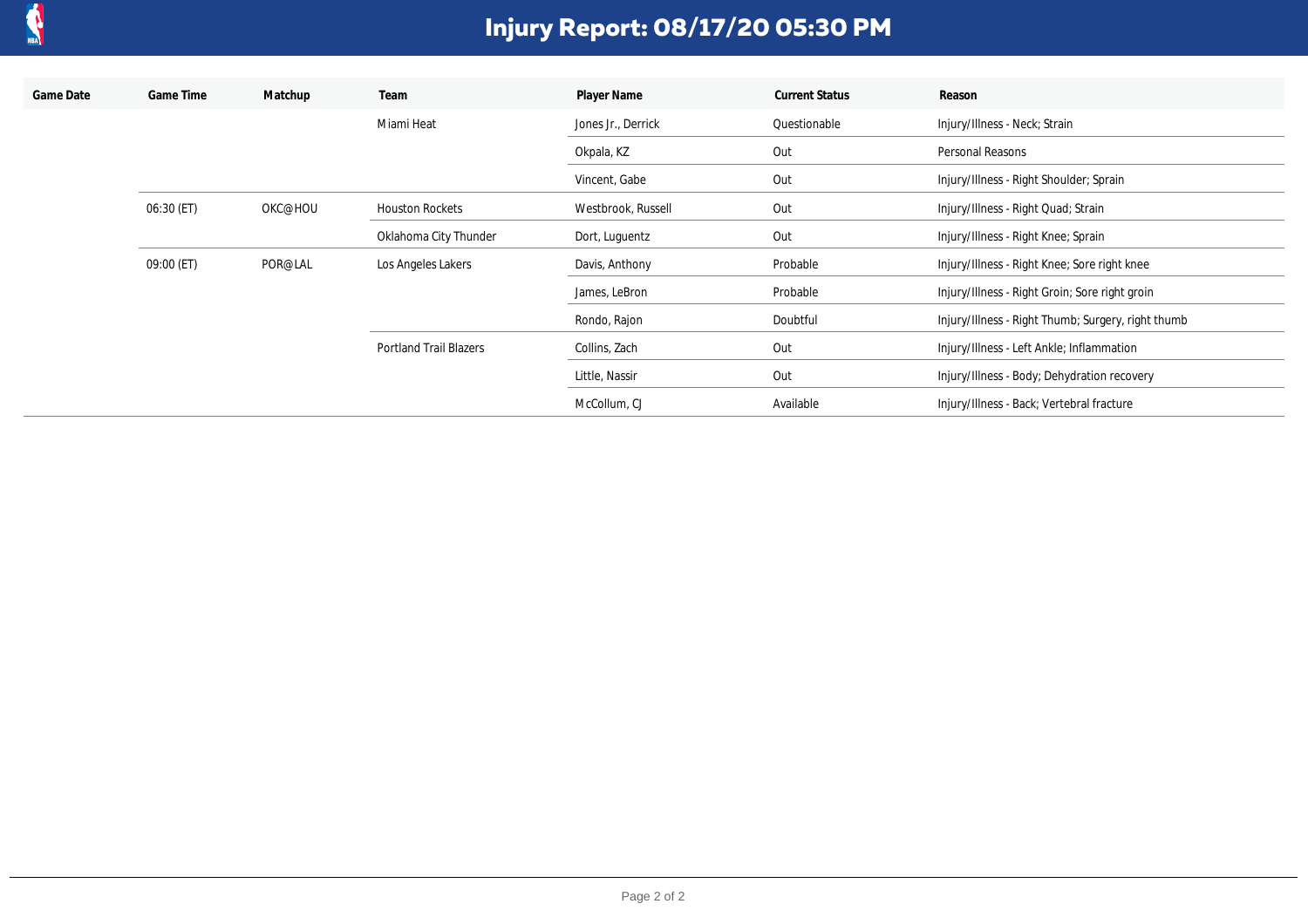# Injury Report: 08/17/20 05:30 PM

| Game Date | Game Time | Matchup | Team | Player Name | Current Status | Reason |
|---|---|---|---|---|---|---|
| | | | Miami Heat | Jones Jr., Derrick | Questionable | Injury/Illness - Neck; Strain |
| | | | | Okpala, KZ | Out | Personal Reasons |
| | | | | Vincent, Gabe | Out | Injury/Illness - Right Shoulder; Sprain |
| | 06:30 (ET) | OKC@HOU | Houston Rockets | Westbrook, Russell | Out | Injury/Illness - Right Quad; Strain |
| | | | Oklahoma City Thunder | Dort, Luguentz | Out | Injury/Illness - Right Knee; Sprain |
| | 09:00 (ET) | POR@LAL | Los Angeles Lakers | Davis, Anthony | Probable | Injury/Illness - Right Knee; Sore right knee |
| | | | | James, LeBron | Probable | Injury/Illness - Right Groin; Sore right groin |
| | | | | Rondo, Rajon | Doubtful | Injury/Illness - Right Thumb; Surgery, right thumb |
| | | | Portland Trail Blazers | Collins, Zach | Out | Injury/Illness - Left Ankle; Inflammation |
| | | | | Little, Nassir | Out | Injury/Illness - Body; Dehydration recovery |
| | | | | McCollum, CJ | Available | Injury/Illness - Back; Vertebral fracture |